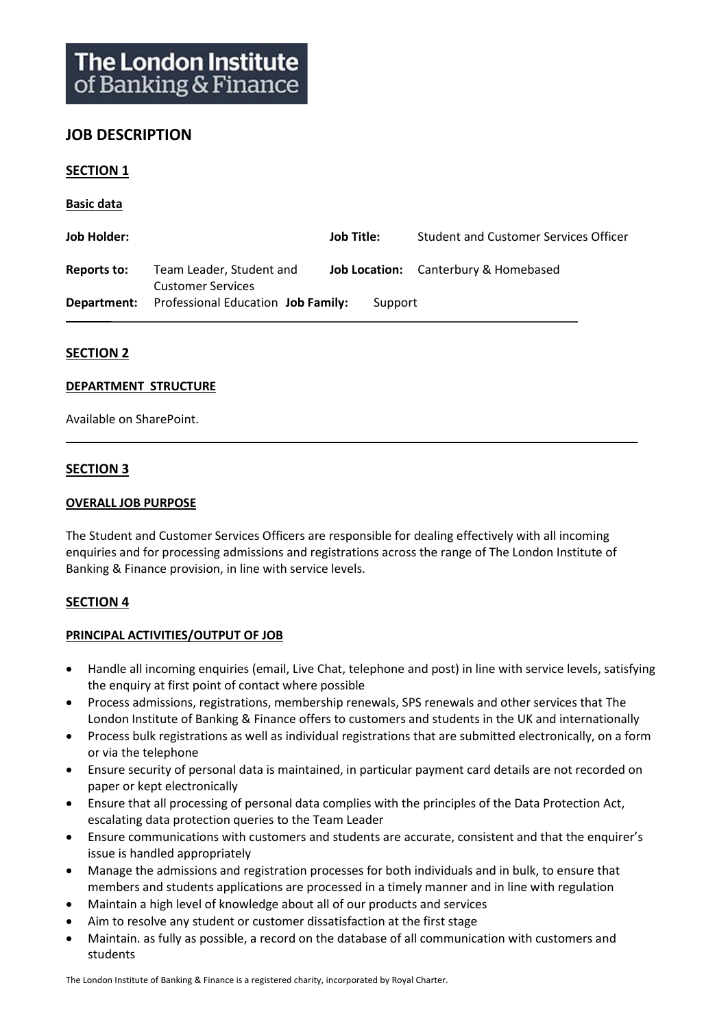**The London Institute of Banking & Finance**

# JOB DESCRIPTION

## SECTION 1

**Basic data**

| | | | |
|---|---|---|---|
| **Job Holder:** | | **Job Title:** | Student and Customer Services Officer |
| **Reports to:** | Team Leader, Student and Customer Services | **Job Location:** | Canterbury & Homebased |
| **Department:** | Professional Education | **Job Family:** | Support |

## SECTION 2

### DEPARTMENT STRUCTURE

Available on SharePoint.

## SECTION 3

### OVERALL JOB PURPOSE

The Student and Customer Services Officers are responsible for dealing effectively with all incoming enquiries and for processing admissions and registrations across the range of The London Institute of Banking & Finance provision, in line with service levels.

## SECTION 4

### PRINCIPAL ACTIVITIES/OUTPUT OF JOB

- Handle all incoming enquiries (email, Live Chat, telephone and post) in line with service levels, satisfying the enquiry at first point of contact where possible
- Process admissions, registrations, membership renewals, SPS renewals and other services that The London Institute of Banking & Finance offers to customers and students in the UK and internationally
- Process bulk registrations as well as individual registrations that are submitted electronically, on a form or via the telephone
- Ensure security of personal data is maintained, in particular payment card details are not recorded on paper or kept electronically
- Ensure that all processing of personal data complies with the principles of the Data Protection Act, escalating data protection queries to the Team Leader
- Ensure communications with customers and students are accurate, consistent and that the enquirer's issue is handled appropriately
- Manage the admissions and registration processes for both individuals and in bulk, to ensure that members and students applications are processed in a timely manner and in line with regulation
- Maintain a high level of knowledge about all of our products and services
- Aim to resolve any student or customer dissatisfaction at the first stage
- Maintain. as fully as possible, a record on the database of all communication with customers and students

The London Institute of Banking & Finance is a registered charity, incorporated by Royal Charter.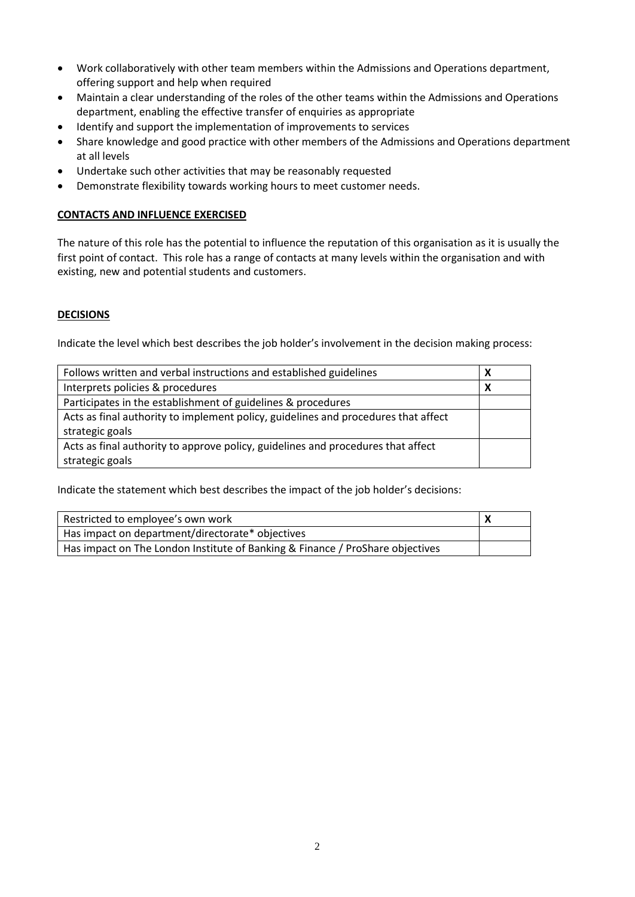- Work collaboratively with other team members within the Admissions and Operations department, offering support and help when required
- Maintain a clear understanding of the roles of the other teams within the Admissions and Operations department, enabling the effective transfer of enquiries as appropriate
- Identify and support the implementation of improvements to services
- Share knowledge and good practice with other members of the Admissions and Operations department at all levels
- Undertake such other activities that may be reasonably requested
- Demonstrate flexibility towards working hours to meet customer needs.

**CONTACTS AND INFLUENCE EXERCISED**

The nature of this role has the potential to influence the reputation of this organisation as it is usually the first point of contact. This role has a range of contacts at many levels within the organisation and with existing, new and potential students and customers.

**DECISIONS**

Indicate the level which best describes the job holder's involvement in the decision making process:

| | |
|---|---|
| Follows written and verbal instructions and established guidelines | **X** |
| Interprets policies & procedures | **X** |
| Participates in the establishment of guidelines & procedures | |
| Acts as final authority to implement policy, guidelines and procedures that affect strategic goals | |
| Acts as final authority to approve policy, guidelines and procedures that affect strategic goals | |

Indicate the statement which best describes the impact of the job holder's decisions:

| | |
|---|---|
| Restricted to employee's own work | **X** |
| Has impact on department/directorate* objectives | |
| Has impact on The London Institute of Banking & Finance / ProShare objectives | |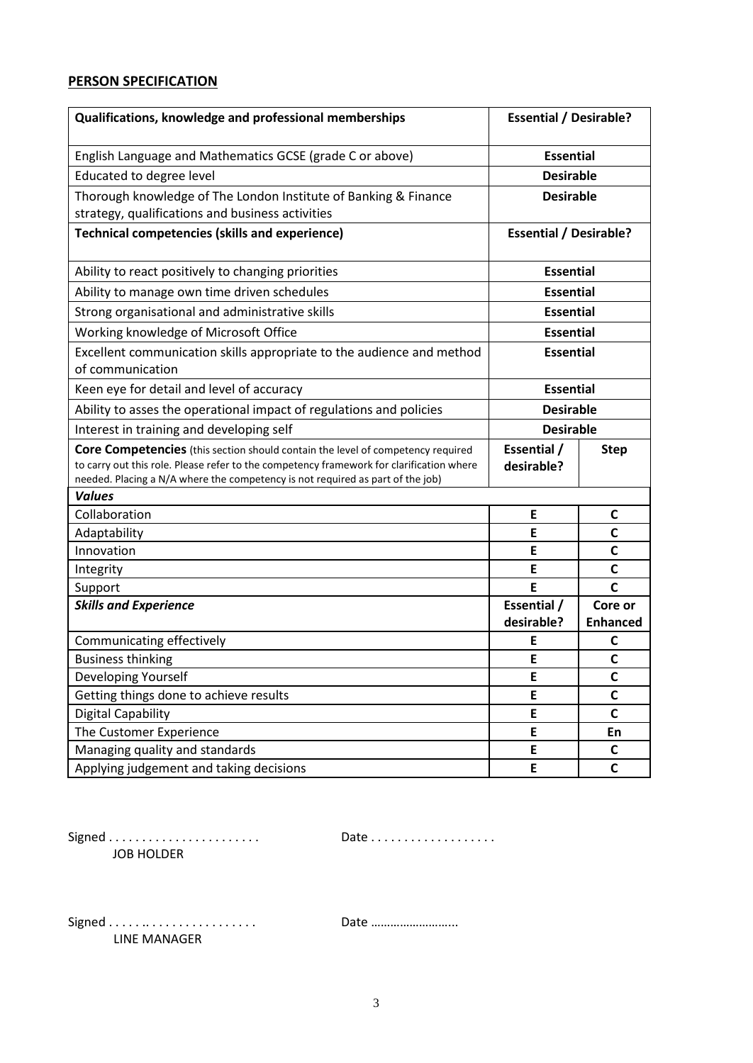## **PERSON SPECIFICATION**

| **Qualifications, knowledge and professional memberships** | **Essential / Desirable?** | |
|---|---|---|
| English Language and Mathematics GCSE (grade C or above) | **Essential** | |
| Educated to degree level | **Desirable** | |
| Thorough knowledge of The London Institute of Banking & Finance strategy, qualifications and business activities | **Desirable** | |
| **Technical competencies (skills and experience)** | **Essential / Desirable?** | |
| Ability to react positively to changing priorities | **Essential** | |
| Ability to manage own time driven schedules | **Essential** | |
| Strong organisational and administrative skills | **Essential** | |
| Working knowledge of Microsoft Office | **Essential** | |
| Excellent communication skills appropriate to the audience and method of communication | **Essential** | |
| Keen eye for detail and level of accuracy | **Essential** | |
| Ability to asses the operational impact of regulations and policies | **Desirable** | |
| Interest in training and developing self | **Desirable** | |
| **Core Competencies** (this section should contain the level of competency required to carry out this role. Please refer to the competency framework for clarification where needed. Placing a N/A where the competency is not required as part of the job) | **Essential / desirable?** | **Step** |
| ***Values*** | | |
| Collaboration | **E** | **C** |
| Adaptability | **E** | **C** |
| Innovation | **E** | **C** |
| Integrity | **E** | **C** |
| Support | **E** | **C** |
| ***Skills and Experience*** | **Essential / desirable?** | **Core or Enhanced** |
| Communicating effectively | **E** | **C** |
| Business thinking | **E** | **C** |
| Developing Yourself | **E** | **C** |
| Getting things done to achieve results | **E** | **C** |
| Digital Capability | **E** | **C** |
| The Customer Experience | **E** | **En** |
| Managing quality and standards | **E** | **C** |
| Applying judgement and taking decisions | **E** | **C** |

Signed . . . . . . . . . . . . . . . . . . . . . . . Date . . . . . . . . . . . . . . . . . . .
JOB HOLDER

Signed . . . . . . . . . . . . . . . . . . . . . . . Date ……………………..
LINE MANAGER